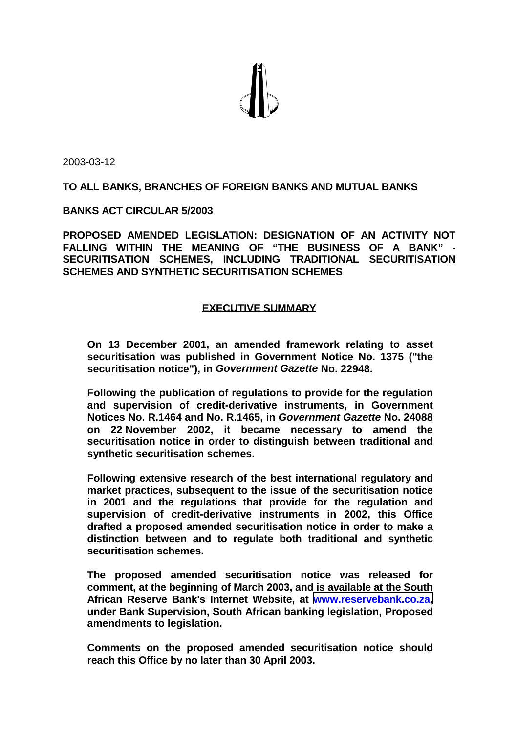2003-03-12

**TO ALL BANKS, BRANCHES OF FOREIGN BANKS AND MUTUAL BANKS**

**BANKS ACT CIRCULAR 5/2003**

**PROPOSED AMENDED LEGISLATION: DESIGNATION OF AN ACTIVITY NOT FALLING WITHIN THE MEANING OF "THE BUSINESS OF A BANK" - SECURITISATION SCHEMES, INCLUDING TRADITIONAL SECURITISATION SCHEMES AND SYNTHETIC SECURITISATION SCHEMES**

## EXECUTIVE SUMMARY

**On 13 December 2001, an amended framework relating to asset securitisation was published in Government Notice No. 1375 ("the securitisation notice"), in *Government Gazette* No. 22948.**

**Following the publication of regulations to provide for the regulation and supervision of credit-derivative instruments, in Government Notices No. R.1464 and No. R.1465, in *Government Gazette* No. 24088 on 22 November 2002, it became necessary to amend the securitisation notice in order to distinguish between traditional and synthetic securitisation schemes.**

**Following extensive research of the best international regulatory and market practices, subsequent to the issue of the securitisation notice in 2001 and the regulations that provide for the regulation and supervision of credit-derivative instruments in 2002, this Office drafted a proposed amended securitisation notice in order to make a distinction between and to regulate both traditional and synthetic securitisation schemes.**

**The proposed amended securitisation notice was released for comment, at the beginning of March 2003, and is available at the South African Reserve Bank's Internet Website, at www.reservebank.co.za, under Bank Supervision, South African banking legislation, Proposed amendments to legislation.**

**Comments on the proposed amended securitisation notice should reach this Office by no later than 30 April 2003.**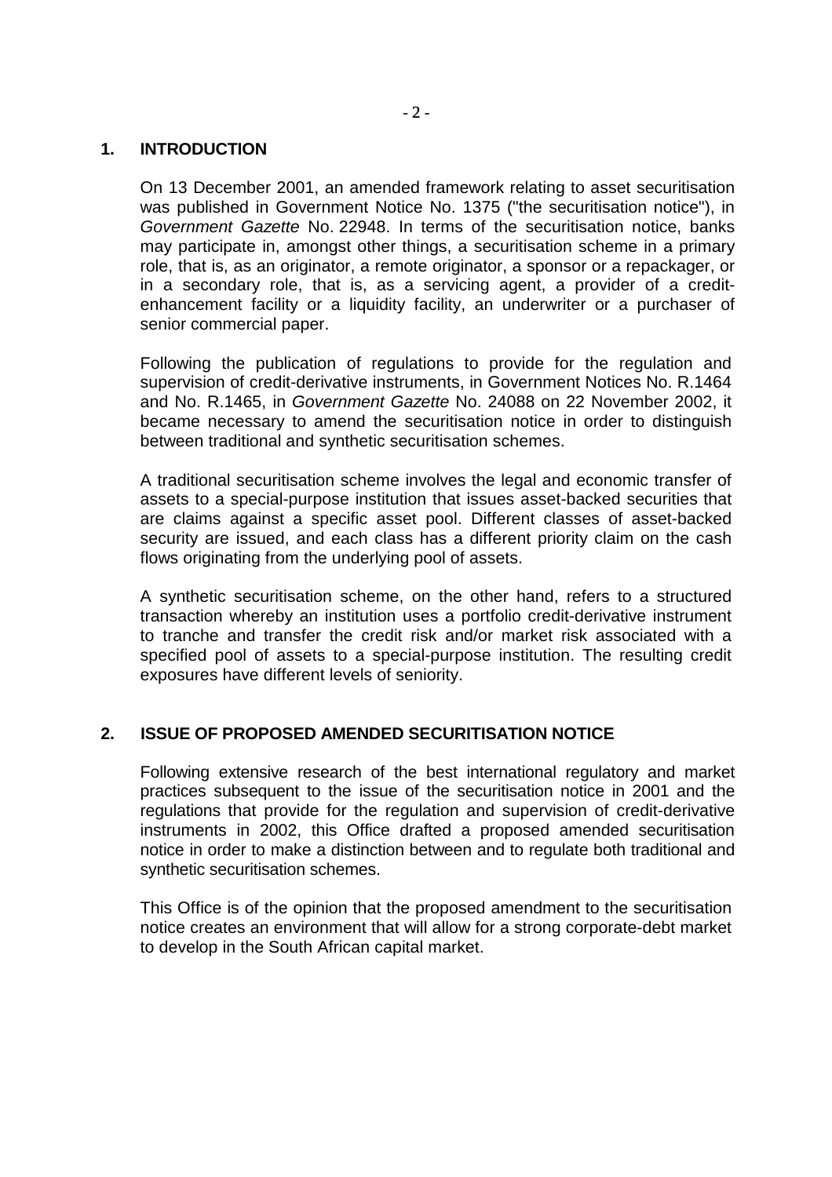## 1. INTRODUCTION

On 13 December 2001, an amended framework relating to asset securitisation was published in Government Notice No. 1375 ("the securitisation notice"), in *Government Gazette* No. 22948. In terms of the securitisation notice, banks may participate in, amongst other things, a securitisation scheme in a primary role, that is, as an originator, a remote originator, a sponsor or a repackager, or in a secondary role, that is, as a servicing agent, a provider of a credit-enhancement facility or a liquidity facility, an underwriter or a purchaser of senior commercial paper.

Following the publication of regulations to provide for the regulation and supervision of credit-derivative instruments, in Government Notices No. R.1464 and No. R.1465, in *Government Gazette* No. 24088 on 22 November 2002, it became necessary to amend the securitisation notice in order to distinguish between traditional and synthetic securitisation schemes.

A traditional securitisation scheme involves the legal and economic transfer of assets to a special-purpose institution that issues asset-backed securities that are claims against a specific asset pool. Different classes of asset-backed security are issued, and each class has a different priority claim on the cash flows originating from the underlying pool of assets.

A synthetic securitisation scheme, on the other hand, refers to a structured transaction whereby an institution uses a portfolio credit-derivative instrument to tranche and transfer the credit risk and/or market risk associated with a specified pool of assets to a special-purpose institution. The resulting credit exposures have different levels of seniority.

## 2. ISSUE OF PROPOSED AMENDED SECURITISATION NOTICE

Following extensive research of the best international regulatory and market practices subsequent to the issue of the securitisation notice in 2001 and the regulations that provide for the regulation and supervision of credit-derivative instruments in 2002, this Office drafted a proposed amended securitisation notice in order to make a distinction between and to regulate both traditional and synthetic securitisation schemes.

This Office is of the opinion that the proposed amendment to the securitisation notice creates an environment that will allow for a strong corporate-debt market to develop in the South African capital market.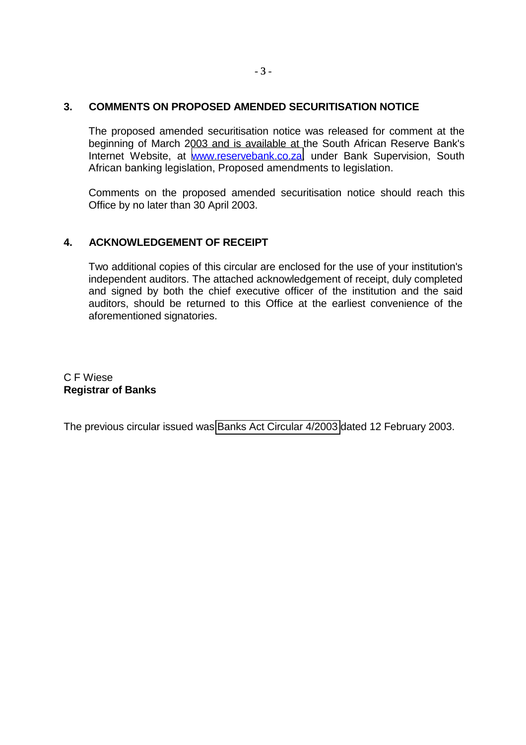## 3. COMMENTS ON PROPOSED AMENDED SECURITISATION NOTICE

The proposed amended securitisation notice was released for comment at the beginning of March 2003 and is available at the South African Reserve Bank's Internet Website, at www.reservebank.co.za under Bank Supervision, South African banking legislation, Proposed amendments to legislation.

Comments on the proposed amended securitisation notice should reach this Office by no later than 30 April 2003.

## 4. ACKNOWLEDGEMENT OF RECEIPT

Two additional copies of this circular are enclosed for the use of your institution's independent auditors. The attached acknowledgement of receipt, duly completed and signed by both the chief executive officer of the institution and the said auditors, should be returned to this Office at the earliest convenience of the aforementioned signatories.

C F Wiese
**Registrar of Banks**

The previous circular issued was Banks Act Circular 4/2003 dated 12 February 2003.